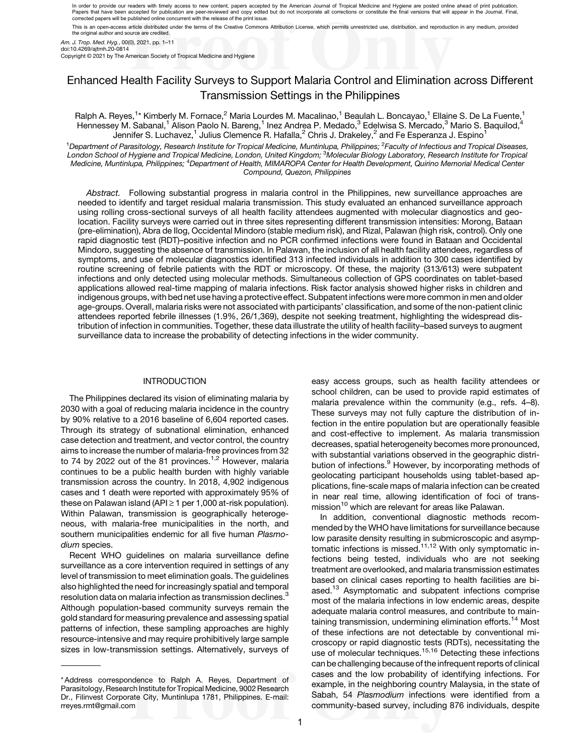In order to provide our readers with timely access to new content, papers accepted by the American Journal of Tropical Medicine and Hygiene are posted online ahead of print publication. Papers that have been accepted for publication are peer-reviewed and copy edited but do not incorporate all corrections or constitute the final versions that will appear in the Journal. Final, corrected papers will be published online concurrent with the release of the print issue.

This is an open-access article distributed under the terms of the Creative Commons Attribution License, which permits unrestricted use, distribution, and reproduction in any medium, provided the original author and source are credited.

*Am. J. Trop. Med. Hyg.*, 00(0), 2021, pp. 1–11
doi:10.4269/ajtmh.20-0814
Copyright © 2021 by The American Society of Tropical Medicine and Hygiene

# Enhanced Health Facility Surveys to Support Malaria Control and Elimination across Different Transmission Settings in the Philippines

Ralph A. Reyes,[1]* Kimberly M. Fornace,[2] Maria Lourdes M. Macalinao,[1] Beaulah L. Boncayao,[1] Ellaine S. De La Fuente,[1] Hennessey M. Sabanal,[1] Alison Paolo N. Bareng,[1] Inez Andrea P. Medado,[3] Edelwisa S. Mercado,[3] Mario S. Baquilod,[4] Jennifer S. Luchavez,[1] Julius Clemence R. Hafalla,[2] Chris J. Drakeley,[2] and Fe Esperanza J. Espino[1]

[1]*Department of Parasitology, Research Institute for Tropical Medicine, Muntinlupa, Philippines;* [2]*Faculty of Infectious and Tropical Diseases, London School of Hygiene and Tropical Medicine, London, United Kingdom;* [3]*Molecular Biology Laboratory, Research Institute for Tropical Medicine, Muntinlupa, Philippines;* [4]*Department of Health, MIMAROPA Center for Health Development, Quirino Memorial Medical Center Compound, Quezon, Philippines*

*Abstract.* Following substantial progress in malaria control in the Philippines, new surveillance approaches are needed to identify and target residual malaria transmission. This study evaluated an enhanced surveillance approach using rolling cross-sectional surveys of all health facility attendees augmented with molecular diagnostics and geo-location. Facility surveys were carried out in three sites representing different transmission intensities: Morong, Bataan (pre-elimination), Abra de Ilog, Occidental Mindoro (stable medium risk), and Rizal, Palawan (high risk, control). Only one rapid diagnostic test (RDT)–positive infection and no PCR confirmed infections were found in Bataan and Occidental Mindoro, suggesting the absence of transmission. In Palawan, the inclusion of all health facility attendees, regardless of symptoms, and use of molecular diagnostics identified 313 infected individuals in addition to 300 cases identified by routine screening of febrile patients with the RDT or microscopy. Of these, the majority (313/613) were subpatent infections and only detected using molecular methods. Simultaneous collection of GPS coordinates on tablet-based applications allowed real-time mapping of malaria infections. Risk factor analysis showed higher risks in children and indigenous groups, with bed net use having a protective effect. Subpatent infections were more common in men and older age-groups. Overall, malaria risks were not associated with participants' classification, and some of the non-patient clinic attendees reported febrile illnesses (1.9%, 26/1,369), despite not seeking treatment, highlighting the widespread distribution of infection in communities. Together, these data illustrate the utility of health facility–based surveys to augment surveillance data to increase the probability of detecting infections in the wider community.

## INTRODUCTION

The Philippines declared its vision of eliminating malaria by 2030 with a goal of reducing malaria incidence in the country by 90% relative to a 2016 baseline of 6,604 reported cases. Through its strategy of subnational elimination, enhanced case detection and treatment, and vector control, the country aims to increase the number of malaria-free provinces from 32 to 74 by 2022 out of the 81 provinces.[1,2] However, malaria continues to be a public health burden with highly variable transmission across the country. In 2018, 4,902 indigenous cases and 1 death were reported with approximately 95% of these on Palawan island (API ≥ 1 per 1,000 at-risk population). Within Palawan, transmission is geographically heterogeneous, with malaria-free municipalities in the north, and southern municipalities endemic for all five human *Plasmodium* species.

Recent WHO guidelines on malaria surveillance define surveillance as a core intervention required in settings of any level of transmission to meet elimination goals. The guidelines also highlighted the need for increasingly spatial and temporal resolution data on malaria infection as transmission declines.[3] Although population-based community surveys remain the gold standard for measuring prevalence and assessing spatial patterns of infection, these sampling approaches are highly resource-intensive and may require prohibitively large sample sizes in low-transmission settings. Alternatively, surveys of easy access groups, such as health facility attendees or school children, can be used to provide rapid estimates of malaria prevalence within the community (e.g., refs. 4–8). These surveys may not fully capture the distribution of infection in the entire population but are operationally feasible and cost-effective to implement. As malaria transmission decreases, spatial heterogeneity becomes more pronounced, with substantial variations observed in the geographic distribution of infections.[9] However, by incorporating methods of geolocating participant households using tablet-based applications, fine-scale maps of malaria infection can be created in near real time, allowing identification of foci of transmission[10] which are relevant for areas like Palawan.

In addition, conventional diagnostic methods recommended by the WHO have limitations for surveillance because low parasite density resulting in submicroscopic and asymptomatic infections is missed.[11,12] With only symptomatic infections being tested, individuals who are not seeking treatment are overlooked, and malaria transmission estimates based on clinical cases reporting to health facilities are biased.[13] Asymptomatic and subpatent infections comprise most of the malaria infections in low endemic areas, despite adequate malaria control measures, and contribute to maintaining transmission, undermining elimination efforts.[14] Most of these infections are not detectable by conventional microscopy or rapid diagnostic tests (RDTs), necessitating the use of molecular techniques.[15,16] Detecting these infections can be challenging because of the infrequent reports of clinical cases and the low probability of identifying infections. For example, in the neighboring country Malaysia, in the state of Sabah, 54 *Plasmodium* infections were identified from a community-based survey, including 876 individuals, despite

---

*Address correspondence to Ralph A. Reyes, Department of Parasitology, Research Institute for Tropical Medicine, 9002 Research Dr., Filinvest Corporate City, Muntinlupa 1781, Philippines. E-mail: rreyes.rmt@gmail.com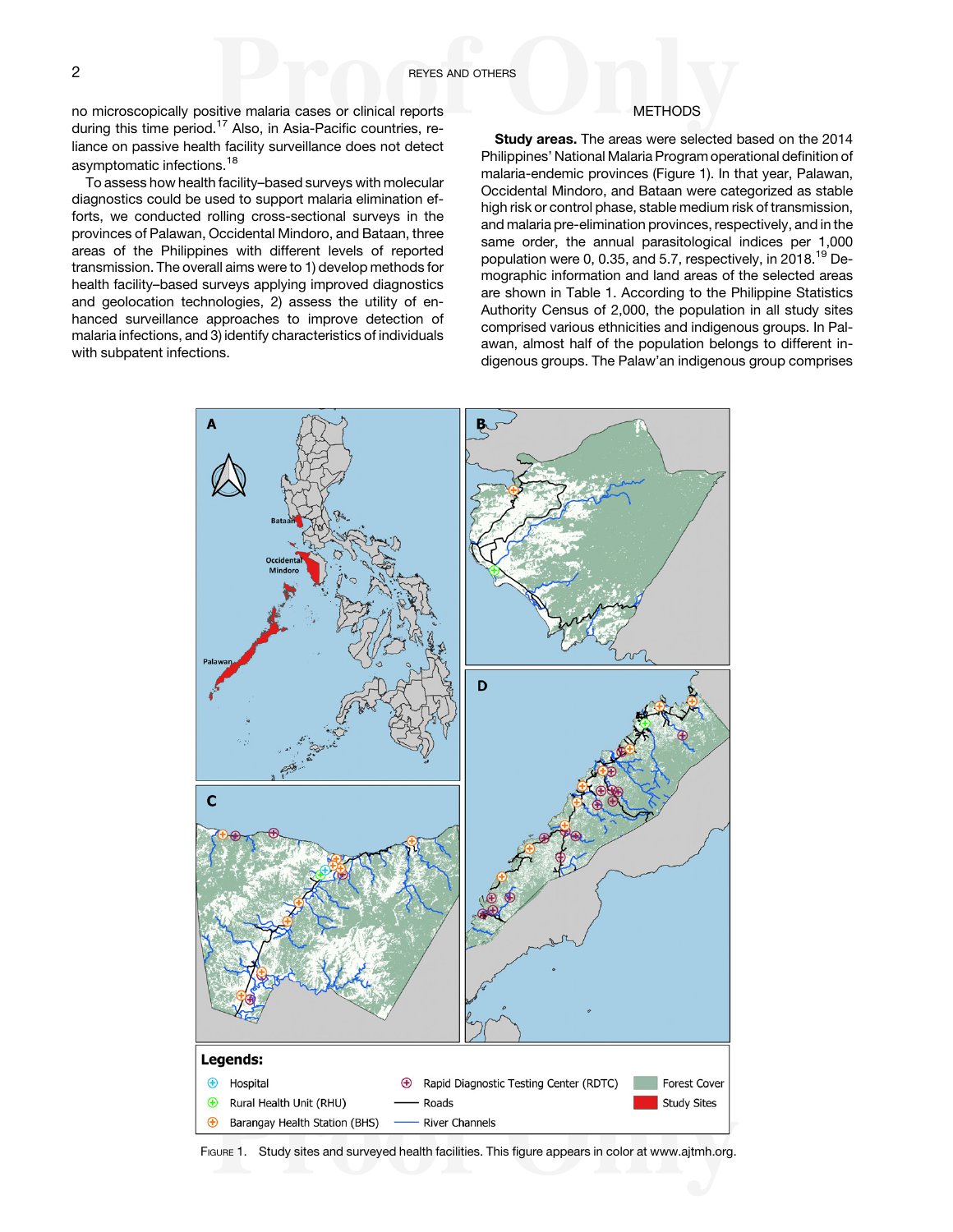no microscopically positive malaria cases or clinical reports during this time period.[17] Also, in Asia-Pacific countries, reliance on passive health facility surveillance does not detect asymptomatic infections.[18]

To assess how health facility–based surveys with molecular diagnostics could be used to support malaria elimination efforts, we conducted rolling cross-sectional surveys in the provinces of Palawan, Occidental Mindoro, and Bataan, three areas of the Philippines with different levels of reported transmission. The overall aims were to 1) develop methods for health facility–based surveys applying improved diagnostics and geolocation technologies, 2) assess the utility of enhanced surveillance approaches to improve detection of malaria infections, and 3) identify characteristics of individuals with subpatent infections.

## METHODS

**Study areas.** The areas were selected based on the 2014 Philippines' National Malaria Program operational definition of malaria-endemic provinces (Figure 1). In that year, Palawan, Occidental Mindoro, and Bataan were categorized as stable high risk or control phase, stable medium risk of transmission, and malaria pre-elimination provinces, respectively, and in the same order, the annual parasitological indices per 1,000 population were 0, 0.35, and 5.7, respectively, in 2018.[19] Demographic information and land areas of the selected areas are shown in Table 1. According to the Philippine Statistics Authority Census of 2,000, the population in all study sites comprised various ethnicities and indigenous groups. In Palawan, almost half of the population belongs to different indigenous groups. The Palaw'an indigenous group comprises

FIGURE 1. Study sites and surveyed health facilities. This figure appears in color at www.ajtmh.org.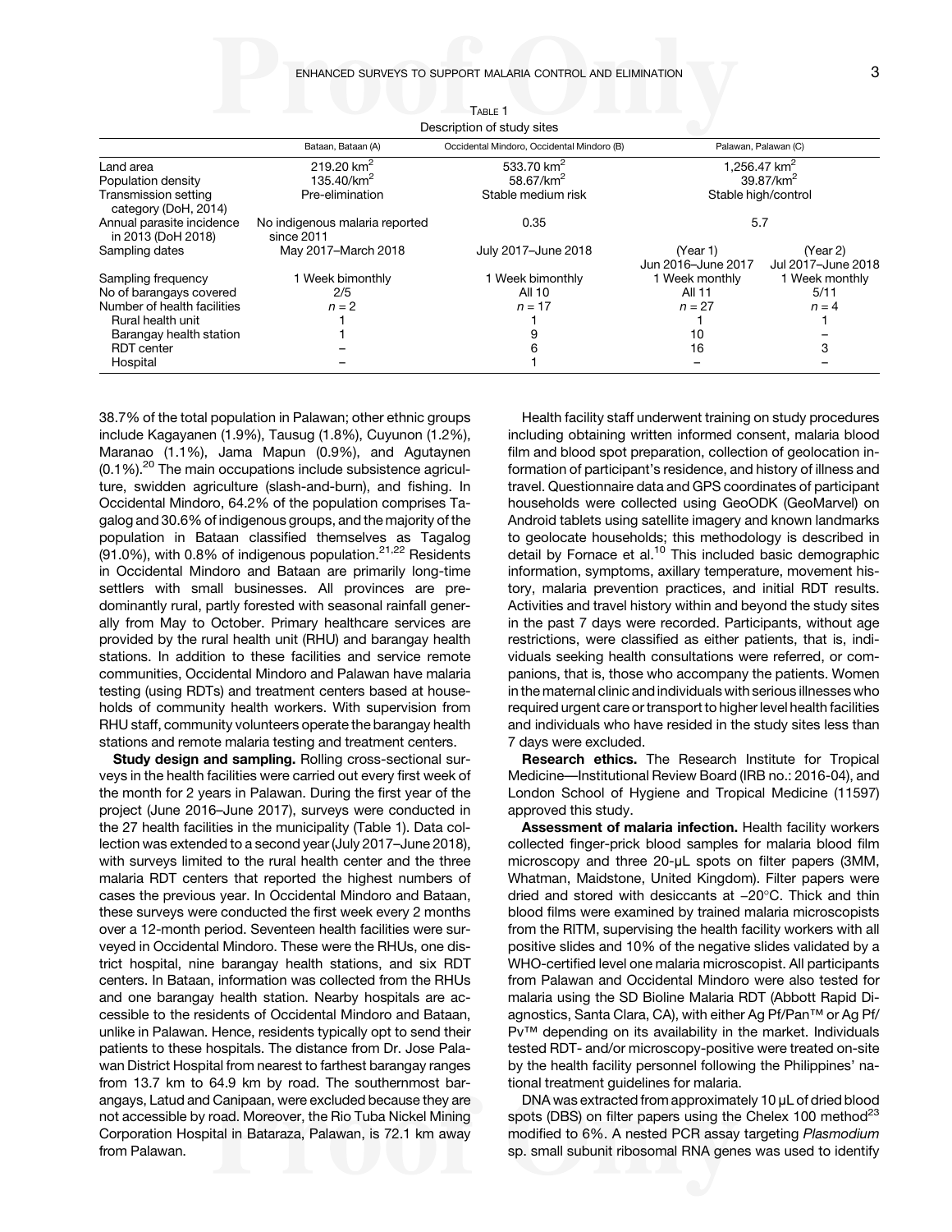Table 1

Description of study sites

| | Bataan, Bataan (A) | Occidental Mindoro, Occidental Mindoro (B) | Palawan, Palawan (C) | |
|---|---|---|---|---|
| Land area | 219.20 km$^2$ | 533.70 km$^2$ | 1,256.47 km$^2$ | |
| Population density | 135.40/km$^2$ | 58.67/km$^2$ | 39.87/km$^2$ | |
| Transmission setting category (DoH, 2014) | Pre-elimination | Stable medium risk | Stable high/control | |
| Annual parasite incidence in 2013 (DoH 2018) | No indigenous malaria reported since 2011 | 0.35 | 5.7 | |
| Sampling dates | May 2017–March 2018 | July 2017–June 2018 | (Year 1) Jun 2016–June 2017 | (Year 2) Jul 2017–June 2018 |
| Sampling frequency | 1 Week bimonthly | 1 Week bimonthly | 1 Week monthly | 1 Week monthly |
| No of barangays covered | 2/5 | All 10 | All 11 | 5/11 |
| Number of health facilities | $n = 2$ | $n = 17$ | $n = 27$ | $n = 4$ |
| Rural health unit | 1 | 1 | 1 | 1 |
| Barangay health station | 1 | 9 | 10 | – |
| RDT center | – | 6 | 16 | 3 |
| Hospital | – | 1 | – | – |

38.7% of the total population in Palawan; other ethnic groups include Kagayanen (1.9%), Tausug (1.8%), Cuyunon (1.2%), Maranao (1.1%), Jama Mapun (0.9%), and Agutaynen (0.1%).[20] The main occupations include subsistence agriculture, swidden agriculture (slash-and-burn), and fishing. In Occidental Mindoro, 64.2% of the population comprises Tagalog and 30.6% of indigenous groups, and the majority of the population in Bataan classified themselves as Tagalog (91.0%), with 0.8% of indigenous population.[21,22] Residents in Occidental Mindoro and Bataan are primarily long-time settlers with small businesses. All provinces are predominantly rural, partly forested with seasonal rainfall generally from May to October. Primary healthcare services are provided by the rural health unit (RHU) and barangay health stations. In addition to these facilities and service remote communities, Occidental Mindoro and Palawan have malaria testing (using RDTs) and treatment centers based at households of community health workers. With supervision from RHU staff, community volunteers operate the barangay health stations and remote malaria testing and treatment centers.

**Study design and sampling.** Rolling cross-sectional surveys in the health facilities were carried out every first week of the month for 2 years in Palawan. During the first year of the project (June 2016–June 2017), surveys were conducted in the 27 health facilities in the municipality (Table 1). Data collection was extended to a second year (July 2017–June 2018), with surveys limited to the rural health center and the three malaria RDT centers that reported the highest numbers of cases the previous year. In Occidental Mindoro and Bataan, these surveys were conducted the first week every 2 months over a 12-month period. Seventeen health facilities were surveyed in Occidental Mindoro. These were the RHUs, one district hospital, nine barangay health stations, and six RDT centers. In Bataan, information was collected from the RHUs and one barangay health station. Nearby hospitals are accessible to the residents of Occidental Mindoro and Bataan, unlike in Palawan. Hence, residents typically opt to send their patients to these hospitals. The distance from Dr. Jose Palawan District Hospital from nearest to farthest barangay ranges from 13.7 km to 64.9 km by road. The southernmost barangays, Latud and Canipaan, were excluded because they are not accessible by road. Moreover, the Rio Tuba Nickel Mining Corporation Hospital in Bataraza, Palawan, is 72.1 km away from Palawan.

Health facility staff underwent training on study procedures including obtaining written informed consent, malaria blood film and blood spot preparation, collection of geolocation information of participant's residence, and history of illness and travel. Questionnaire data and GPS coordinates of participant households were collected using GeoODK (GeoMarvel) on Android tablets using satellite imagery and known landmarks to geolocate households; this methodology is described in detail by Fornace et al.[10] This included basic demographic information, symptoms, axillary temperature, movement history, malaria prevention practices, and initial RDT results. Activities and travel history within and beyond the study sites in the past 7 days were recorded. Participants, without age restrictions, were classified as either patients, that is, individuals seeking health consultations were referred, or companions, that is, those who accompany the patients. Women in the maternal clinic and individuals with serious illnesses who required urgent care or transport to higher level health facilities and individuals who have resided in the study sites less than 7 days were excluded.

**Research ethics.** The Research Institute for Tropical Medicine—Institutional Review Board (IRB no.: 2016-04), and London School of Hygiene and Tropical Medicine (11597) approved this study.

**Assessment of malaria infection.** Health facility workers collected finger-prick blood samples for malaria blood film microscopy and three 20-μL spots on filter papers (3MM, Whatman, Maidstone, United Kingdom). Filter papers were dried and stored with desiccants at −20°C. Thick and thin blood films were examined by trained malaria microscopists from the RITM, supervising the health facility workers with all positive slides and 10% of the negative slides validated by a WHO-certified level one malaria microscopist. All participants from Palawan and Occidental Mindoro were also tested for malaria using the SD Bioline Malaria RDT (Abbott Rapid Diagnostics, Santa Clara, CA), with either Ag Pf/Pan™ or Ag Pf/Pv™ depending on its availability in the market. Individuals tested RDT- and/or microscopy-positive were treated on-site by the health facility personnel following the Philippines' national treatment guidelines for malaria.

DNA was extracted from approximately 10 μL of dried blood spots (DBS) on filter papers using the Chelex 100 method[23] modified to 6%. A nested PCR assay targeting *Plasmodium* sp. small subunit ribosomal RNA genes was used to identify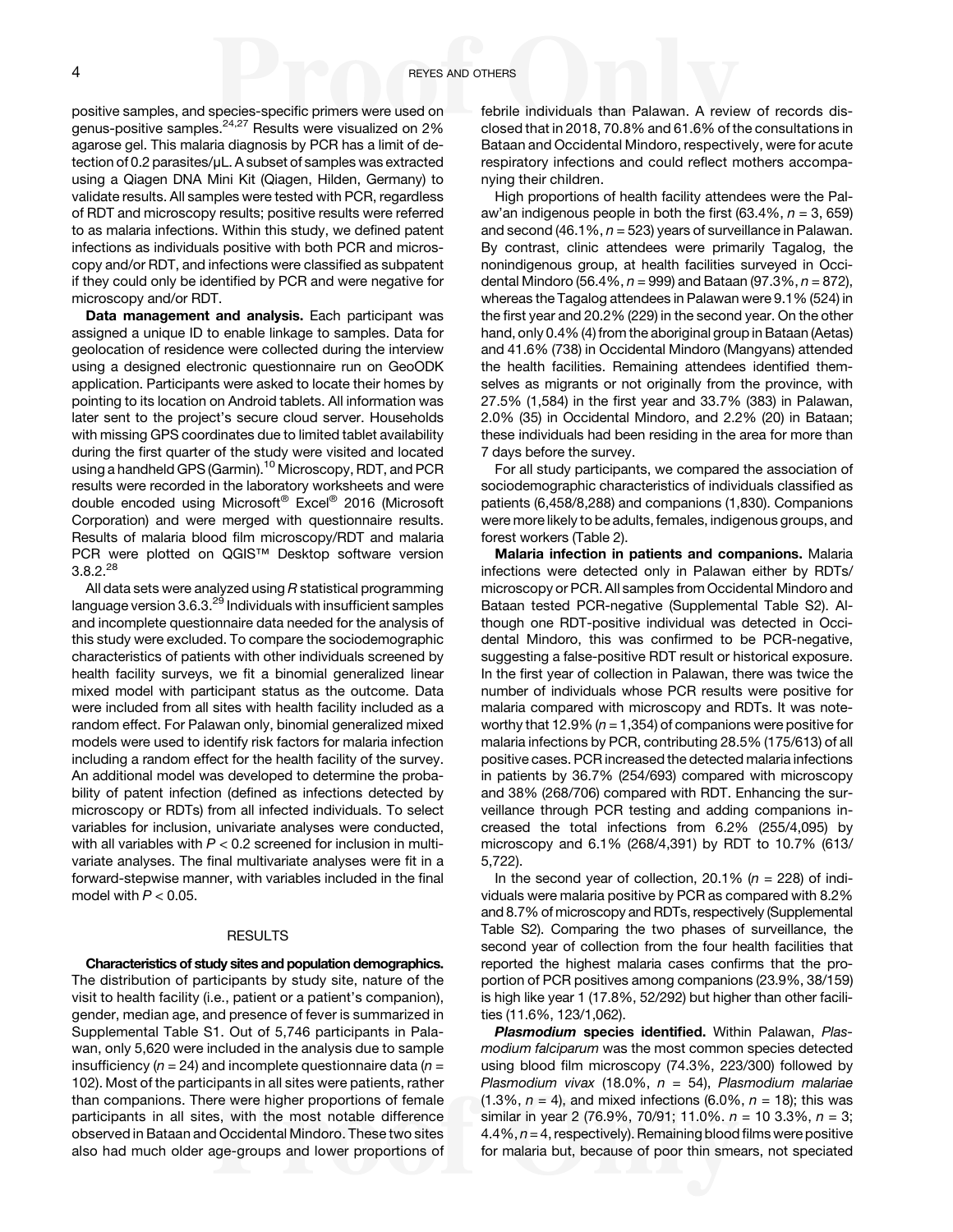positive samples, and species-specific primers were used on genus-positive samples.[24,27] Results were visualized on 2% agarose gel. This malaria diagnosis by PCR has a limit of detection of 0.2 parasites/μL. A subset of samples was extracted using a Qiagen DNA Mini Kit (Qiagen, Hilden, Germany) to validate results. All samples were tested with PCR, regardless of RDT and microscopy results; positive results were referred to as malaria infections. Within this study, we defined patent infections as individuals positive with both PCR and microscopy and/or RDT, and infections were classified as subpatent if they could only be identified by PCR and were negative for microscopy and/or RDT.

**Data management and analysis.** Each participant was assigned a unique ID to enable linkage to samples. Data for geolocation of residence were collected during the interview using a designed electronic questionnaire run on GeoODK application. Participants were asked to locate their homes by pointing to its location on Android tablets. All information was later sent to the project's secure cloud server. Households with missing GPS coordinates due to limited tablet availability during the first quarter of the study were visited and located using a handheld GPS (Garmin).[10] Microscopy, RDT, and PCR results were recorded in the laboratory worksheets and were double encoded using Microsoft® Excel® 2016 (Microsoft Corporation) and were merged with questionnaire results. Results of malaria blood film microscopy/RDT and malaria PCR were plotted on QGIS™ Desktop software version 3.8.2.[28]

All data sets were analyzed using *R* statistical programming language version 3.6.3.[29] Individuals with insufficient samples and incomplete questionnaire data needed for the analysis of this study were excluded. To compare the sociodemographic characteristics of patients with other individuals screened by health facility surveys, we fit a binomial generalized linear mixed model with participant status as the outcome. Data were included from all sites with health facility included as a random effect. For Palawan only, binomial generalized mixed models were used to identify risk factors for malaria infection including a random effect for the health facility of the survey. An additional model was developed to determine the probability of patent infection (defined as infections detected by microscopy or RDTs) from all infected individuals. To select variables for inclusion, univariate analyses were conducted, with all variables with $P < 0.2$ screened for inclusion in multivariate analyses. The final multivariate analyses were fit in a forward-stepwise manner, with variables included in the final model with $P < 0.05$.

## RESULTS

**Characteristics of study sites and population demographics.** The distribution of participants by study site, nature of the visit to health facility (i.e., patient or a patient's companion), gender, median age, and presence of fever is summarized in Supplemental Table S1. Out of 5,746 participants in Palawan, only 5,620 were included in the analysis due to sample insufficiency ($n$ = 24) and incomplete questionnaire data ($n$ = 102). Most of the participants in all sites were patients, rather than companions. There were higher proportions of female participants in all sites, with the most notable difference observed in Bataan and Occidental Mindoro. These two sites also had much older age-groups and lower proportions of febrile individuals than Palawan. A review of records disclosed that in 2018, 70.8% and 61.6% of the consultations in Bataan and Occidental Mindoro, respectively, were for acute respiratory infections and could reflect mothers accompanying their children.

High proportions of health facility attendees were the Palaw'an indigenous people in both the first (63.4%, $n$ = 3, 659) and second (46.1%, $n$ = 523) years of surveillance in Palawan. By contrast, clinic attendees were primarily Tagalog, the nonindigenous group, at health facilities surveyed in Occidental Mindoro (56.4%, $n$ = 999) and Bataan (97.3%, $n$ = 872), whereas the Tagalog attendees in Palawan were 9.1% (524) in the first year and 20.2% (229) in the second year. On the other hand, only 0.4% (4) from the aboriginal group in Bataan (Aetas) and 41.6% (738) in Occidental Mindoro (Mangyans) attended the health facilities. Remaining attendees identified themselves as migrants or not originally from the province, with 27.5% (1,584) in the first year and 33.7% (383) in Palawan, 2.0% (35) in Occidental Mindoro, and 2.2% (20) in Bataan; these individuals had been residing in the area for more than 7 days before the survey.

For all study participants, we compared the association of sociodemographic characteristics of individuals classified as patients (6,458/8,288) and companions (1,830). Companions were more likely to be adults, females, indigenous groups, and forest workers (Table 2).

**Malaria infection in patients and companions.** Malaria infections were detected only in Palawan either by RDTs/microscopy or PCR. All samples from Occidental Mindoro and Bataan tested PCR-negative (Supplemental Table S2). Although one RDT-positive individual was detected in Occidental Mindoro, this was confirmed to be PCR-negative, suggesting a false-positive RDT result or historical exposure. In the first year of collection in Palawan, there was twice the number of individuals whose PCR results were positive for malaria compared with microscopy and RDTs. It was noteworthy that 12.9% ($n$ = 1,354) of companions were positive for malaria infections by PCR, contributing 28.5% (175/613) of all positive cases. PCR increased the detected malaria infections in patients by 36.7% (254/693) compared with microscopy and 38% (268/706) compared with RDT. Enhancing the surveillance through PCR testing and adding companions increased the total infections from 6.2% (255/4,095) by microscopy and 6.1% (268/4,391) by RDT to 10.7% (613/5,722).

In the second year of collection, 20.1% ($n$ = 228) of individuals were malaria positive by PCR as compared with 8.2% and 8.7% of microscopy and RDTs, respectively (Supplemental Table S2). Comparing the two phases of surveillance, the second year of collection from the four health facilities that reported the highest malaria cases confirms that the proportion of PCR positives among companions (23.9%, 38/159) is high like year 1 (17.8%, 52/292) but higher than other facilities (11.6%, 123/1,062).

***Plasmodium* species identified.** Within Palawan, *Plasmodium falciparum* was the most common species detected using blood film microscopy (74.3%, 223/300) followed by *Plasmodium vivax* (18.0%, $n$ = 54), *Plasmodium malariae* (1.3%, $n$ = 4), and mixed infections (6.0%, $n$ = 18); this was similar in year 2 (76.9%, 70/91; 11.0%. $n$ = 10 3.3%, $n$ = 3; 4.4%, $n$ = 4, respectively). Remaining blood films were positive for malaria but, because of poor thin smears, not speciated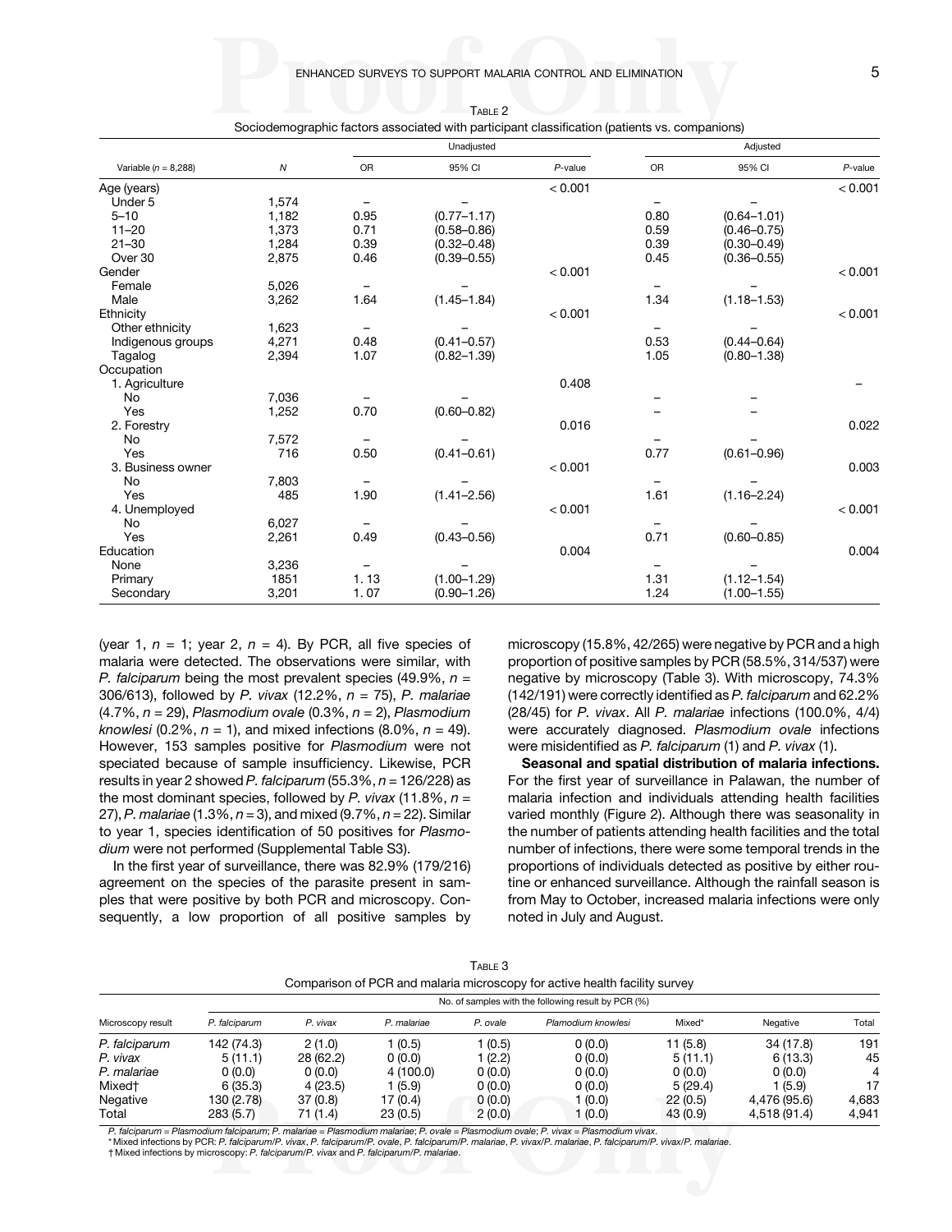Table 2

Sociodemographic factors associated with participant classification (patients vs. companions)

| Variable (*n* = 8,288) | *N* | Unadjusted | | | Adjusted | | |
|---|---|---|---|---|---|---|---|
| | | OR | 95% CI | *P*-value | OR | 95% CI | *P*-value |
| Age (years) | | | | < 0.001 | | | < 0.001 |
| Under 5 | 1,574 | – | – | | – | – | |
| 5–10 | 1,182 | 0.95 | (0.77–1.17) | | 0.80 | (0.64–1.01) | |
| 11–20 | 1,373 | 0.71 | (0.58–0.86) | | 0.59 | (0.46–0.75) | |
| 21–30 | 1,284 | 0.39 | (0.32–0.48) | | 0.39 | (0.30–0.49) | |
| Over 30 | 2,875 | 0.46 | (0.39–0.55) | | 0.45 | (0.36–0.55) | |
| Gender | | | | < 0.001 | | | < 0.001 |
| Female | 5,026 | – | – | | – | – | |
| Male | 3,262 | 1.64 | (1.45–1.84) | | 1.34 | (1.18–1.53) | |
| Ethnicity | | | | < 0.001 | | | < 0.001 |
| Other ethnicity | 1,623 | – | – | | – | – | |
| Indigenous groups | 4,271 | 0.48 | (0.41–0.57) | | 0.53 | (0.44–0.64) | |
| Tagalog | 2,394 | 1.07 | (0.82–1.39) | | 1.05 | (0.80–1.38) | |
| Occupation | | | | | | | |
| 1. Agriculture | | | | 0.408 | | | – |
| No | 7,036 | – | – | | – | – | |
| Yes | 1,252 | 0.70 | (0.60–0.82) | | – | – | |
| 2. Forestry | | | | 0.016 | | | 0.022 |
| No | 7,572 | – | – | | – | – | |
| Yes | 716 | 0.50 | (0.41–0.61) | | 0.77 | (0.61–0.96) | |
| 3. Business owner | | | | < 0.001 | | | 0.003 |
| No | 7,803 | – | – | | – | – | |
| Yes | 485 | 1.90 | (1.41–2.56) | | 1.61 | (1.16–2.24) | |
| 4. Unemployed | | | | < 0.001 | | | < 0.001 |
| No | 6,027 | – | – | | – | – | |
| Yes | 2,261 | 0.49 | (0.43–0.56) | | 0.71 | (0.60–0.85) | |
| Education | | | | 0.004 | | | 0.004 |
| None | 3,236 | – | – | | – | – | |
| Primary | 1851 | 1. 13 | (1.00–1.29) | | 1.31 | (1.12–1.54) | |
| Secondary | 3,201 | 1. 07 | (0.90–1.26) | | 1.24 | (1.00–1.55) | |

(year 1, *n* = 1; year 2, *n* = 4). By PCR, all five species of malaria were detected. The observations were similar, with *P. falciparum* being the most prevalent species (49.9%, *n* = 306/613), followed by *P. vivax* (12.2%, *n* = 75), *P. malariae* (4.7%, *n* = 29), *Plasmodium ovale* (0.3%, *n* = 2), *Plasmodium knowlesi* (0.2%, *n* = 1), and mixed infections (8.0%, *n* = 49). However, 153 samples positive for *Plasmodium* were not speciated because of sample insufficiency. Likewise, PCR results in year 2 showed *P. falciparum* (55.3%, *n* = 126/228) as the most dominant species, followed by *P. vivax* (11.8%, *n* = 27), *P. malariae* (1.3%, *n* = 3), and mixed (9.7%, *n* = 22). Similar to year 1, species identification of 50 positives for *Plasmodium* were not performed (Supplemental Table S3).

In the first year of surveillance, there was 82.9% (179/216) agreement on the species of the parasite present in samples that were positive by both PCR and microscopy. Consequently, a low proportion of all positive samples by microscopy (15.8%, 42/265) were negative by PCR and a high proportion of positive samples by PCR (58.5%, 314/537) were negative by microscopy (Table 3). With microscopy, 74.3% (142/191) were correctly identified as *P. falciparum* and 62.2% (28/45) for *P. vivax*. All *P. malariae* infections (100.0%, 4/4) were accurately diagnosed. *Plasmodium ovale* infections were misidentified as *P. falciparum* (1) and *P. vivax* (1).

**Seasonal and spatial distribution of malaria infections.** For the first year of surveillance in Palawan, the number of malaria infection and individuals attending health facilities varied monthly (Figure 2). Although there was seasonality in the number of patients attending health facilities and the total number of infections, there were some temporal trends in the proportions of individuals detected as positive by either routine or enhanced surveillance. Although the rainfall season is from May to October, increased malaria infections were only noted in July and August.

Table 3

Comparison of PCR and malaria microscopy for active health facility survey

| Microscopy result | No. of samples with the following result by PCR (%) | | | | | | | |
|---|---|---|---|---|---|---|---|---|
| | *P. falciparum* | *P. vivax* | *P. malariae* | *P. ovale* | *Plamodium knowlesi* | Mixed* | Negative | Total |
| *P. falciparum* | 142 (74.3) | 2 (1.0) | 1 (0.5) | 1 (0.5) | 0 (0.0) | 11 (5.8) | 34 (17.8) | 191 |
| *P. vivax* | 5 (11.1) | 28 (62.2) | 0 (0.0) | 1 (2.2) | 0 (0.0) | 5 (11.1) | 6 (13.3) | 45 |
| *P. malariae* | 0 (0.0) | 0 (0.0) | 4 (100.0) | 0 (0.0) | 0 (0.0) | 0 (0.0) | 0 (0.0) | 4 |
| Mixed† | 6 (35.3) | 4 (23.5) | 1 (5.9) | 0 (0.0) | 0 (0.0) | 5 (29.4) | 1 (5.9) | 17 |
| Negative | 130 (2.78) | 37 (0.8) | 17 (0.4) | 0 (0.0) | 1 (0.0) | 22 (0.5) | 4,476 (95.6) | 4,683 |
| Total | 283 (5.7) | 71 (1.4) | 23 (0.5) | 2 (0.0) | 1 (0.0) | 43 (0.9) | 4,518 (91.4) | 4,941 |

*P. falciparum* = *Plasmodium falciparum*; *P. malariae* = *Plasmodium malariae*; *P. ovale* = *Plasmodium ovale*; *P. vivax* = *Plasmodium vivax*.
\* Mixed infections by PCR: *P. falciparum*/*P. vivax*, *P. falciparum*/*P. ovale*, *P. falciparum*/*P. malariae*, *P. vivax*/*P. malariae*, *P. falciparum*/*P. vivax*/*P. malariae*.
† Mixed infections by microscopy: *P. falciparum*/*P. vivax* and *P. falciparum*/*P. malariae*.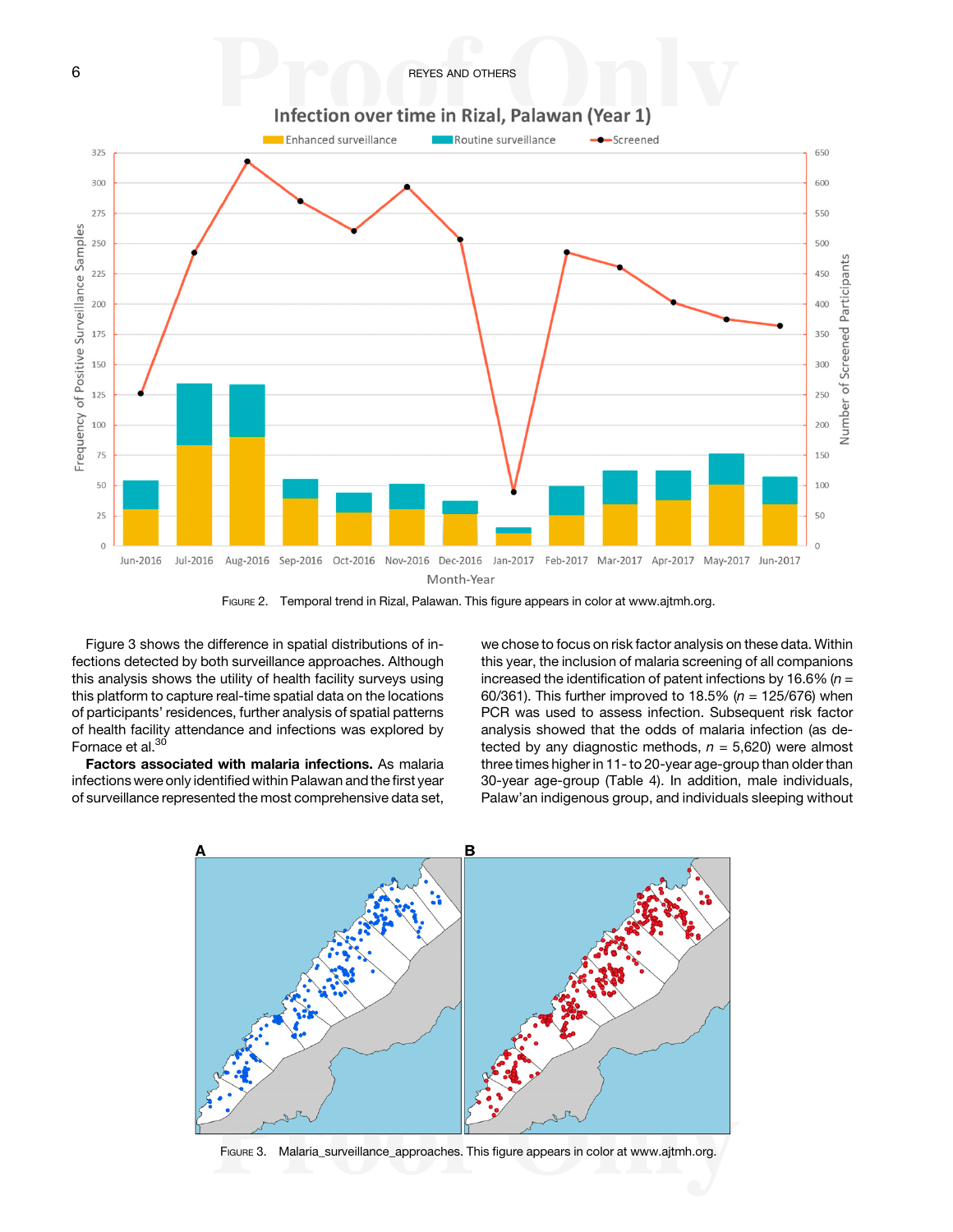FIGURE 2. Temporal trend in Rizal, Palawan. This figure appears in color at www.ajtmh.org.

Figure 3 shows the difference in spatial distributions of infections detected by both surveillance approaches. Although this analysis shows the utility of health facility surveys using this platform to capture real-time spatial data on the locations of participants' residences, further analysis of spatial patterns of health facility attendance and infections was explored by Fornace et al.[30]

**Factors associated with malaria infections.** As malaria infections were only identified within Palawan and the first year of surveillance represented the most comprehensive data set, we chose to focus on risk factor analysis on these data. Within this year, the inclusion of malaria screening of all companions increased the identification of patent infections by 16.6% ($n$ = 60/361). This further improved to 18.5% ($n$ = 125/676) when PCR was used to assess infection. Subsequent risk factor analysis showed that the odds of malaria infection (as detected by any diagnostic methods, $n$ = 5,620) were almost three times higher in 11- to 20-year age-group than older than 30-year age-group (Table 4). In addition, male individuals, Palaw'an indigenous group, and individuals sleeping without

FIGURE 3. Malaria_surveillance_approaches. This figure appears in color at www.ajtmh.org.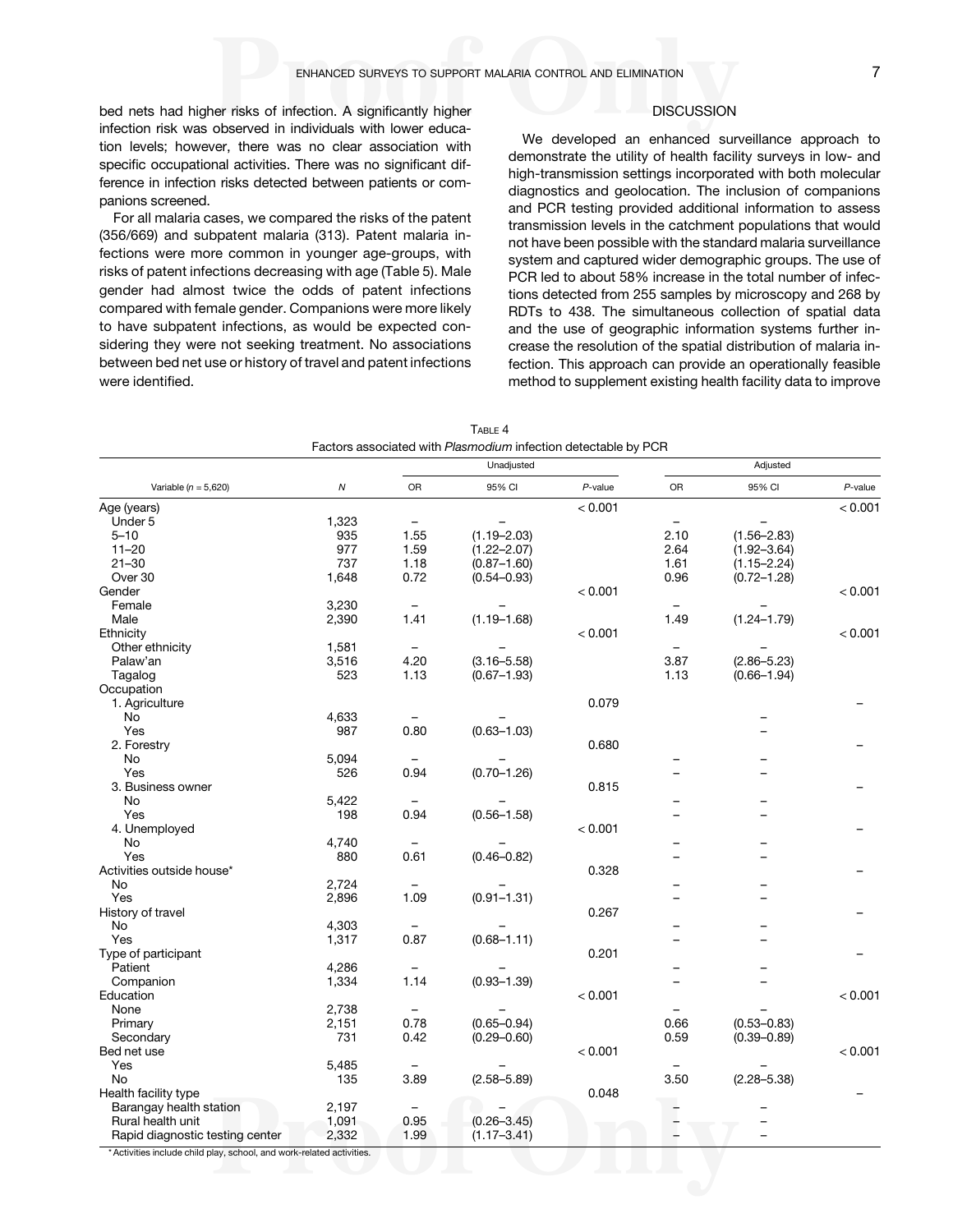bed nets had higher risks of infection. A significantly higher infection risk was observed in individuals with lower education levels; however, there was no clear association with specific occupational activities. There was no significant difference in infection risks detected between patients or companions screened.

For all malaria cases, we compared the risks of the patent (356/669) and subpatent malaria (313). Patent malaria infections were more common in younger age-groups, with risks of patent infections decreasing with age (Table 5). Male gender had almost twice the odds of patent infections compared with female gender. Companions were more likely to have subpatent infections, as would be expected considering they were not seeking treatment. No associations between bed net use or history of travel and patent infections were identified.

## DISCUSSION

We developed an enhanced surveillance approach to demonstrate the utility of health facility surveys in low- and high-transmission settings incorporated with both molecular diagnostics and geolocation. The inclusion of companions and PCR testing provided additional information to assess transmission levels in the catchment populations that would not have been possible with the standard malaria surveillance system and captured wider demographic groups. The use of PCR led to about 58% increase in the total number of infections detected from 255 samples by microscopy and 268 by RDTs to 438. The simultaneous collection of spatial data and the use of geographic information systems further increase the resolution of the spatial distribution of malaria infection. This approach can provide an operationally feasible method to supplement existing health facility data to improve

Table 4
Factors associated with *Plasmodium* infection detectable by PCR

| Variable (n = 5,620) | N | Unadjusted | | | Adjusted | | |
|---|---|---|---|---|---|---|---|
| | | OR | 95% CI | P-value | OR | 95% CI | P-value |
| Age (years) | | | | < 0.001 | | | < 0.001 |
| Under 5 | 1,323 | – | – | | – | – | |
| 5–10 | 935 | 1.55 | (1.19–2.03) | | 2.10 | (1.56–2.83) | |
| 11–20 | 977 | 1.59 | (1.22–2.07) | | 2.64 | (1.92–3.64) | |
| 21–30 | 737 | 1.18 | (0.87–1.60) | | 1.61 | (1.15–2.24) | |
| Over 30 | 1,648 | 0.72 | (0.54–0.93) | | 0.96 | (0.72–1.28) | |
| Gender | | | | < 0.001 | | | < 0.001 |
| Female | 3,230 | – | – | | – | – | |
| Male | 2,390 | 1.41 | (1.19–1.68) | | 1.49 | (1.24–1.79) | |
| Ethnicity | | | | < 0.001 | | | < 0.001 |
| Other ethnicity | 1,581 | – | – | | – | – | |
| Palaw'an | 3,516 | 4.20 | (3.16–5.58) | | 3.87 | (2.86–5.23) | |
| Tagalog | 523 | 1.13 | (0.67–1.93) | | 1.13 | (0.66–1.94) | |
| Occupation | | | | | | | |
| 1. Agriculture | | | | 0.079 | | | – |
| No | 4,633 | – | – | | | – | |
| Yes | 987 | 0.80 | (0.63–1.03) | | | – | |
| 2. Forestry | | | | 0.680 | | | – |
| No | 5,094 | – | – | | – | – | |
| Yes | 526 | 0.94 | (0.70–1.26) | | – | – | |
| 3. Business owner | | | | 0.815 | | | – |
| No | 5,422 | – | – | | – | – | |
| Yes | 198 | 0.94 | (0.56–1.58) | | – | – | |
| 4. Unemployed | | | | < 0.001 | | | – |
| No | 4,740 | – | – | | – | – | |
| Yes | 880 | 0.61 | (0.46–0.82) | | – | – | |
| Activities outside house* | | | | 0.328 | | | – |
| No | 2,724 | – | – | | – | – | |
| Yes | 2,896 | 1.09 | (0.91–1.31) | | – | – | |
| History of travel | | | | 0.267 | | | – |
| No | 4,303 | – | – | | – | – | |
| Yes | 1,317 | 0.87 | (0.68–1.11) | | – | – | |
| Type of participant | | | | 0.201 | | | – |
| Patient | 4,286 | – | – | | – | – | |
| Companion | 1,334 | 1.14 | (0.93–1.39) | | – | – | |
| Education | | | | < 0.001 | | | < 0.001 |
| None | 2,738 | – | – | | – | – | |
| Primary | 2,151 | 0.78 | (0.65–0.94) | | 0.66 | (0.53–0.83) | |
| Secondary | 731 | 0.42 | (0.29–0.60) | | 0.59 | (0.39–0.89) | |
| Bed net use | | | | < 0.001 | | | < 0.001 |
| Yes | 5,485 | – | – | | – | – | |
| No | 135 | 3.89 | (2.58–5.89) | | 3.50 | (2.28–5.38) | |
| Health facility type | | | | 0.048 | | | – |
| Barangay health station | 2,197 | – | – | | – | – | |
| Rural health unit | 1,091 | 0.95 | (0.26–3.45) | | – | – | |
| Rapid diagnostic testing center | 2,332 | 1.99 | (1.17–3.41) | | – | – | |

\* Activities include child play, school, and work-related activities.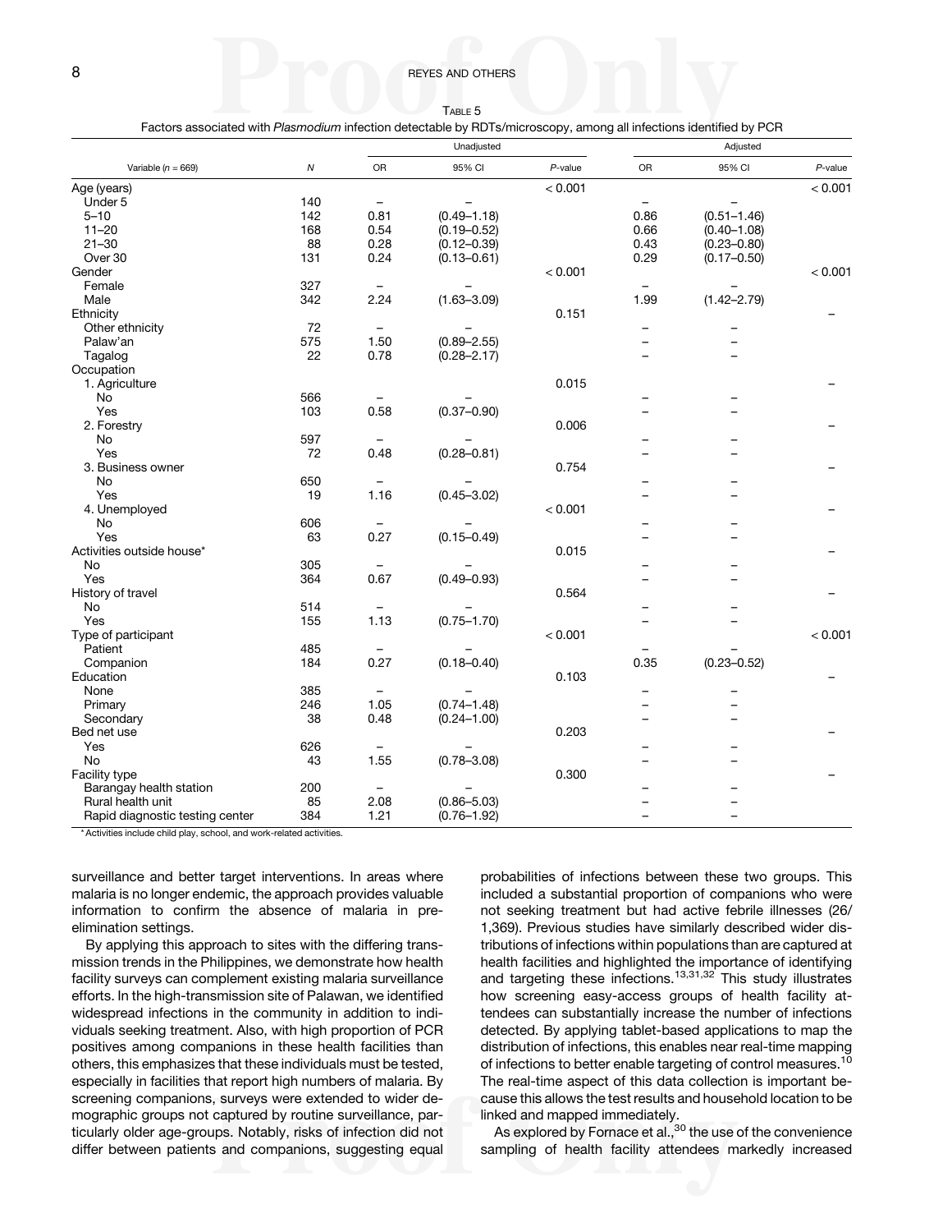TABLE 5

Factors associated with *Plasmodium* infection detectable by RDTs/microscopy, among all infections identified by PCR

| Variable ($n$ = 669) | *N* | Unadjusted | | | Adjusted | | |
|---|---|---|---|---|---|---|---|
| | | OR | 95% CI | *P*-value | OR | 95% CI | *P*-value |
| Age (years) | | | | < 0.001 | | | < 0.001 |
| Under 5 | 140 | – | – | | – | – | |
| 5–10 | 142 | 0.81 | (0.49–1.18) | | 0.86 | (0.51–1.46) | |
| 11–20 | 168 | 0.54 | (0.19–0.52) | | 0.66 | (0.40–1.08) | |
| 21–30 | 88 | 0.28 | (0.12–0.39) | | 0.43 | (0.23–0.80) | |
| Over 30 | 131 | 0.24 | (0.13–0.61) | | 0.29 | (0.17–0.50) | |
| Gender | | | | < 0.001 | | | < 0.001 |
| Female | 327 | – | – | | – | – | |
| Male | 342 | 2.24 | (1.63–3.09) | | 1.99 | (1.42–2.79) | |
| Ethnicity | | | | 0.151 | | | – |
| Other ethnicity | 72 | – | – | | – | – | |
| Palaw'an | 575 | 1.50 | (0.89–2.55) | | – | – | |
| Tagalog | 22 | 0.78 | (0.28–2.17) | | – | – | |
| Occupation | | | | | | | |
| 1. Agriculture | | | | 0.015 | | | – |
| No | 566 | – | – | | – | – | |
| Yes | 103 | 0.58 | (0.37–0.90) | | – | – | |
| 2. Forestry | | | | 0.006 | | | – |
| No | 597 | – | – | | – | – | |
| Yes | 72 | 0.48 | (0.28–0.81) | | – | – | |
| 3. Business owner | | | | 0.754 | | | – |
| No | 650 | – | – | | – | – | |
| Yes | 19 | 1.16 | (0.45–3.02) | | – | – | |
| 4. Unemployed | | | | < 0.001 | | | – |
| No | 606 | – | – | | – | – | |
| Yes | 63 | 0.27 | (0.15–0.49) | | – | – | |
| Activities outside house* | | | | 0.015 | | | – |
| No | 305 | – | – | | – | – | |
| Yes | 364 | 0.67 | (0.49–0.93) | | – | – | |
| History of travel | | | | 0.564 | | | – |
| No | 514 | – | – | | – | – | |
| Yes | 155 | 1.13 | (0.75–1.70) | | – | – | |
| Type of participant | | | | < 0.001 | | | < 0.001 |
| Patient | 485 | – | – | | – | – | |
| Companion | 184 | 0.27 | (0.18–0.40) | | 0.35 | (0.23–0.52) | |
| Education | | | | 0.103 | | | – |
| None | 385 | – | – | | – | – | |
| Primary | 246 | 1.05 | (0.74–1.48) | | – | – | |
| Secondary | 38 | 0.48 | (0.24–1.00) | | – | – | |
| Bed net use | | | | 0.203 | | | – |
| Yes | 626 | – | – | | – | – | |
| No | 43 | 1.55 | (0.78–3.08) | | – | – | |
| Facility type | | | | 0.300 | | | – |
| Barangay health station | 200 | – | – | | – | – | |
| Rural health unit | 85 | 2.08 | (0.86–5.03) | | – | – | |
| Rapid diagnostic testing center | 384 | 1.21 | (0.76–1.92) | | – | – | |

\* Activities include child play, school, and work-related activities.

surveillance and better target interventions. In areas where malaria is no longer endemic, the approach provides valuable information to confirm the absence of malaria in pre-elimination settings.

By applying this approach to sites with the differing transmission trends in the Philippines, we demonstrate how health facility surveys can complement existing malaria surveillance efforts. In the high-transmission site of Palawan, we identified widespread infections in the community in addition to individuals seeking treatment. Also, with high proportion of PCR positives among companions in these health facilities than others, this emphasizes that these individuals must be tested, especially in facilities that report high numbers of malaria. By screening companions, surveys were extended to wider demographic groups not captured by routine surveillance, particularly older age-groups. Notably, risks of infection did not differ between patients and companions, suggesting equal probabilities of infections between these two groups. This included a substantial proportion of companions who were not seeking treatment but had active febrile illnesses (26/1,369). Previous studies have similarly described wider distributions of infections within populations than are captured at health facilities and highlighted the importance of identifying and targeting these infections.[13,31,32] This study illustrates how screening easy-access groups of health facility attendees can substantially increase the number of infections detected. By applying tablet-based applications to map the distribution of infections, this enables near real-time mapping of infections to better enable targeting of control measures.[10] The real-time aspect of this data collection is important because this allows the test results and household location to be linked and mapped immediately.

As explored by Fornace et al.,[30] the use of the convenience sampling of health facility attendees markedly increased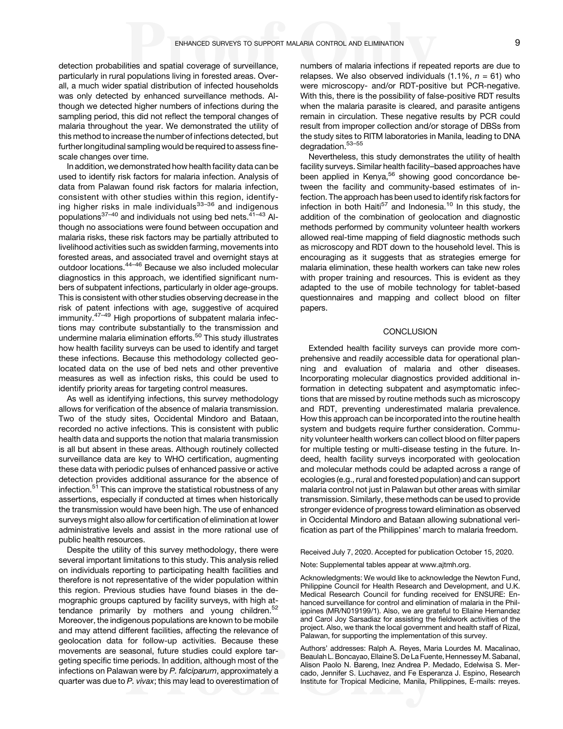detection probabilities and spatial coverage of surveillance, particularly in rural populations living in forested areas. Overall, a much wider spatial distribution of infected households was only detected by enhanced surveillance methods. Although we detected higher numbers of infections during the sampling period, this did not reflect the temporal changes of malaria throughout the year. We demonstrated the utility of this method to increase the number of infections detected, but further longitudinal sampling would be required to assess fine-scale changes over time.

In addition, we demonstrated how health facility data can be used to identify risk factors for malaria infection. Analysis of data from Palawan found risk factors for malaria infection, consistent with other studies within this region, identifying higher risks in male individuals[33–36] and indigenous populations[37–40] and individuals not using bed nets.[41–43] Although no associations were found between occupation and malaria risks, these risk factors may be partially attributed to livelihood activities such as swidden farming, movements into forested areas, and associated travel and overnight stays at outdoor locations.[44–46] Because we also included molecular diagnostics in this approach, we identified significant numbers of subpatent infections, particularly in older age-groups. This is consistent with other studies observing decrease in the risk of patent infections with age, suggestive of acquired immunity.[47–49] High proportions of subpatent malaria infections may contribute substantially to the transmission and undermine malaria elimination efforts.[50] This study illustrates how health facility surveys can be used to identify and target these infections. Because this methodology collected geolocated data on the use of bed nets and other preventive measures as well as infection risks, this could be used to identify priority areas for targeting control measures.

As well as identifying infections, this survey methodology allows for verification of the absence of malaria transmission. Two of the study sites, Occidental Mindoro and Bataan, recorded no active infections. This is consistent with public health data and supports the notion that malaria transmission is all but absent in these areas. Although routinely collected surveillance data are key to WHO certification, augmenting these data with periodic pulses of enhanced passive or active detection provides additional assurance for the absence of infection.[51] This can improve the statistical robustness of any assertions, especially if conducted at times when historically the transmission would have been high. The use of enhanced surveys might also allow for certification of elimination at lower administrative levels and assist in the more rational use of public health resources.

Despite the utility of this survey methodology, there were several important limitations to this study. This analysis relied on individuals reporting to participating health facilities and therefore is not representative of the wider population within this region. Previous studies have found biases in the demographic groups captured by facility surveys, with high attendance primarily by mothers and young children.[52] Moreover, the indigenous populations are known to be mobile and may attend different facilities, affecting the relevance of geolocation data for follow-up activities. Because these movements are seasonal, future studies could explore targeting specific time periods. In addition, although most of the infections on Palawan were by *P. falciparum*, approximately a quarter was due to *P. vivax*; this may lead to overestimation of numbers of malaria infections if repeated reports are due to relapses. We also observed individuals (1.1%, $n = 61$) who were microscopy- and/or RDT-positive but PCR-negative. With this, there is the possibility of false-positive RDT results when the malaria parasite is cleared, and parasite antigens remain in circulation. These negative results by PCR could result from improper collection and/or storage of DBSs from the study sites to RITM laboratories in Manila, leading to DNA degradation.[53–55]

Nevertheless, this study demonstrates the utility of health facility surveys. Similar health facility–based approaches have been applied in Kenya,[56] showing good concordance between the facility and community-based estimates of infection. The approach has been used to identify risk factors for infection in both Haiti[57] and Indonesia.[10] In this study, the addition of the combination of geolocation and diagnostic methods performed by community volunteer health workers allowed real-time mapping of field diagnostic methods such as microscopy and RDT down to the household level. This is encouraging as it suggests that as strategies emerge for malaria elimination, these health workers can take new roles with proper training and resources. This is evident as they adapted to the use of mobile technology for tablet-based questionnaires and mapping and collect blood on filter papers.

## CONCLUSION

Extended health facility surveys can provide more comprehensive and readily accessible data for operational planning and evaluation of malaria and other diseases. Incorporating molecular diagnostics provided additional information in detecting subpatent and asymptomatic infections that are missed by routine methods such as microscopy and RDT, preventing underestimated malaria prevalence. How this approach can be incorporated into the routine health system and budgets require further consideration. Community volunteer health workers can collect blood on filter papers for multiple testing or multi-disease testing in the future. Indeed, health facility surveys incorporated with geolocation and molecular methods could be adapted across a range of ecologies (e.g., rural and forested population) and can support malaria control not just in Palawan but other areas with similar transmission. Similarly, these methods can be used to provide stronger evidence of progress toward elimination as observed in Occidental Mindoro and Bataan allowing subnational verification as part of the Philippines' march to malaria freedom.

Received July 7, 2020. Accepted for publication October 15, 2020.

Note: Supplemental tables appear at www.ajtmh.org.

Acknowledgments: We would like to acknowledge the Newton Fund, Philippine Council for Health Research and Development, and U.K. Medical Research Council for funding received for ENSURE: Enhanced surveillance for control and elimination of malaria in the Philippines (MR/N019199/1). Also, we are grateful to Ellaine Hernandez and Carol Joy Sarsadiaz for assisting the fieldwork activities of the project. Also, we thank the local government and health staff of Rizal, Palawan, for supporting the implementation of this survey.

Authors' addresses: Ralph A. Reyes, Maria Lourdes M. Macalinao, Beaulah L. Boncayao, Ellaine S. De La Fuente, Hennessey M. Sabanal, Alison Paolo N. Bareng, Inez Andrea P. Medado, Edelwisa S. Mercado, Jennifer S. Luchavez, and Fe Esperanza J. Espino, Research Institute for Tropical Medicine, Manila, Philippines, E-mails: rreyes.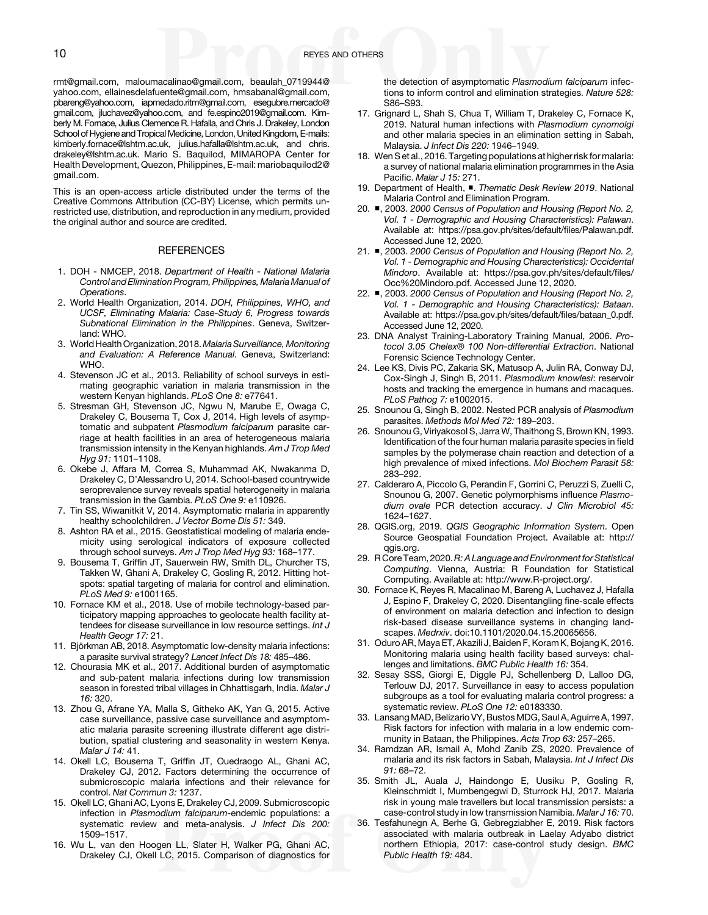rmt@gmail.com, maloumacalinao@gmail.com, beaulah_0719944@yahoo.com, ellainesdelafuente@gmail.com, hmsabanal@gmail.com, pbareng@yahoo.com, iapmedado.ritm@gmail.com, esegubre.mercado@gmail.com, jluchavez@yahoo.com, and fe.espino2019@gmail.com. Kimberly M. Fornace, Julius Clemence R. Hafalla, and Chris J. Drakeley, London School of Hygiene and Tropical Medicine, London, United Kingdom, E-mails: kimberly.fornace@lshtm.ac.uk, julius.hafalla@lshtm.ac.uk, and chris.drakeley@lshtm.ac.uk. Mario S. Baquilod, MIMAROPA Center for Health Development, Quezon, Philippines, E-mail: mariobaquilod2@gmail.com.

This is an open-access article distributed under the terms of the Creative Commons Attribution (CC-BY) License, which permits unrestricted use, distribution, and reproduction in any medium, provided the original author and source are credited.

## REFERENCES

1. DOH - NMCEP, 2018. *Department of Health - National Malaria Control and Elimination Program, Philippines, Malaria Manual of Operations*.
2. World Health Organization, 2014. *DOH, Philippines, WHO, and UCSF, Eliminating Malaria: Case-Study 6, Progress towards Subnational Elimination in the Philippines*. Geneva, Switzerland: WHO.
3. World Health Organization, 2018. *Malaria Surveillance, Monitoring and Evaluation: A Reference Manual*. Geneva, Switzerland: WHO.
4. Stevenson JC et al., 2013. Reliability of school surveys in estimating geographic variation in malaria transmission in the western Kenyan highlands. *PLoS One 8:* e77641.
5. Stresman GH, Stevenson JC, Ngwu N, Marube E, Owaga C, Drakeley C, Bousema T, Cox J, 2014. High levels of asymptomatic and subpatent *Plasmodium falciparum* parasite carriage at health facilities in an area of heterogeneous malaria transmission intensity in the Kenyan highlands. *Am J Trop Med Hyg 91:* 1101–1108.
6. Okebe J, Affara M, Correa S, Muhammad AK, Nwakanma D, Drakeley C, D'Alessandro U, 2014. School-based countrywide seroprevalence survey reveals spatial heterogeneity in malaria transmission in the Gambia. *PLoS One 9:* e110926.
7. Tin SS, Wiwanitkit V, 2014. Asymptomatic malaria in apparently healthy schoolchildren. *J Vector Borne Dis 51:* 349.
8. Ashton RA et al., 2015. Geostatistical modeling of malaria endemicity using serological indicators of exposure collected through school surveys. *Am J Trop Med Hyg 93:* 168–177.
9. Bousema T, Griffin JT, Sauerwein RW, Smith DL, Churcher TS, Takken W, Ghani A, Drakeley C, Gosling R, 2012. Hitting hotspots: spatial targeting of malaria for control and elimination. *PLoS Med 9:* e1001165.
10. Fornace KM et al., 2018. Use of mobile technology-based participatory mapping approaches to geolocate health facility attendees for disease surveillance in low resource settings. *Int J Health Geogr 17:* 21.
11. Björkman AB, 2018. Asymptomatic low-density malaria infections: a parasite survival strategy? *Lancet Infect Dis 18:* 485–486.
12. Chourasia MK et al., 2017. Additional burden of asymptomatic and sub-patent malaria infections during low transmission season in forested tribal villages in Chhattisgarh, India. *Malar J 16:* 320.
13. Zhou G, Afrane YA, Malla S, Githeko AK, Yan G, 2015. Active case surveillance, passive case surveillance and asymptomatic malaria parasite screening illustrate different age distribution, spatial clustering and seasonality in western Kenya. *Malar J 14:* 41.
14. Okell LC, Bousema T, Griffin JT, Ouedraogo AL, Ghani AC, Drakeley CJ, 2012. Factors determining the occurrence of submicroscopic malaria infections and their relevance for control. *Nat Commun 3:* 1237.
15. Okell LC, Ghani AC, Lyons E, Drakeley CJ, 2009. Submicroscopic infection in *Plasmodium falciparum*-endemic populations: a systematic review and meta-analysis. *J Infect Dis 200:* 1509–1517.
16. Wu L, van den Hoogen LL, Slater H, Walker PG, Ghani AC, Drakeley CJ, Okell LC, 2015. Comparison of diagnostics for the detection of asymptomatic *Plasmodium falciparum* infections to inform control and elimination strategies. *Nature 528:* S86–S93.
17. Grignard L, Shah S, Chua T, William T, Drakeley C, Fornace K, 2019. Natural human infections with *Plasmodium cynomolgi* and other malaria species in an elimination setting in Sabah, Malaysia. *J Infect Dis 220:* 1946–1949.
18. Wen S et al., 2016. Targeting populations at higher risk for malaria: a survey of national malaria elimination programmes in the Asia Pacific. *Malar J 15:* 271.
19. Department of Health, ■. *Thematic Desk Review 2019*. National Malaria Control and Elimination Program.
20. ■, 2003. *2000 Census of Population and Housing (Report No. 2, Vol. 1 - Demographic and Housing Characteristics): Palawan*. Available at: https://psa.gov.ph/sites/default/files/Palawan.pdf. Accessed June 12, 2020.
21. ■, 2003. *2000 Census of Population and Housing (Report No. 2, Vol. 1 - Demographic and Housing Characteristics): Occidental Mindoro*. Available at: https://psa.gov.ph/sites/default/files/Occ%20Mindoro.pdf. Accessed June 12, 2020.
22. ■, 2003. *2000 Census of Population and Housing (Report No. 2, Vol. 1 - Demographic and Housing Characteristics): Bataan*. Available at: https://psa.gov.ph/sites/default/files/bataan_0.pdf. Accessed June 12, 2020.
23. DNA Analyst Training-Laboratory Training Manual, 2006. *Protocol 3.05 Chelex® 100 Non-differential Extraction*. National Forensic Science Technology Center.
24. Lee KS, Divis PC, Zakaria SK, Matusop A, Julin RA, Conway DJ, Cox-Singh J, Singh B, 2011. *Plasmodium knowlesi*: reservoir hosts and tracking the emergence in humans and macaques. *PLoS Pathog 7:* e1002015.
25. Snounou G, Singh B, 2002. Nested PCR analysis of *Plasmodium* parasites. *Methods Mol Med 72:* 189–203.
26. Snounou G, Viriyakosol S, Jarra W, Thaithong S, Brown KN, 1993. Identification of the four human malaria parasite species in field samples by the polymerase chain reaction and detection of a high prevalence of mixed infections. *Mol Biochem Parasit 58:* 283–292.
27. Calderaro A, Piccolo G, Perandin F, Gorrini C, Peruzzi S, Zuelli C, Snounou G, 2007. Genetic polymorphisms influence *Plasmodium ovale* PCR detection accuracy. *J Clin Microbiol 45:* 1624–1627.
28. QGIS.org, 2019. *QGIS Geographic Information System*. Open Source Geospatial Foundation Project. Available at: http://qgis.org.
29. R Core Team, 2020. *R: A Language and Environment for Statistical Computing*. Vienna, Austria: R Foundation for Statistical Computing. Available at: http://www.R-project.org/.
30. Fornace K, Reyes R, Macalinao M, Bareng A, Luchavez J, Hafalla J, Espino F, Drakeley C, 2020. Disentangling fine-scale effects of environment on malaria detection and infection to design risk-based disease surveillance systems in changing landscapes. *Medrxiv*. doi:10.1101/2020.04.15.20065656.
31. Oduro AR, Maya ET, Akazili J, Baiden F, Koram K, Bojang K, 2016. Monitoring malaria using health facility based surveys: challenges and limitations. *BMC Public Health 16:* 354.
32. Sesay SSS, Giorgi E, Diggle PJ, Schellenberg D, Lalloo DG, Terlouw DJ, 2017. Surveillance in easy to access population subgroups as a tool for evaluating malaria control progress: a systematic review. *PLoS One 12:* e0183330.
33. Lansang MAD, Belizario VY, Bustos MDG, Saul A, Aguirre A, 1997. Risk factors for infection with malaria in a low endemic community in Bataan, the Philippines. *Acta Trop 63:* 257–265.
34. Ramdzan AR, Ismail A, Mohd Zanib ZS, 2020. Prevalence of malaria and its risk factors in Sabah, Malaysia. *Int J Infect Dis 91:* 68–72.
35. Smith JL, Auala J, Haindongo E, Uusiku P, Gosling R, Kleinschmidt I, Mumbengegwi D, Sturrock HJ, 2017. Malaria risk in young male travellers but local transmission persists: a case-control study in low transmission Namibia. *Malar J 16:* 70.
36. Tesfahunegn A, Berhe G, Gebregziabher E, 2019. Risk factors associated with malaria outbreak in Laelay Adyabo district northern Ethiopia, 2017: case-control study design. *BMC Public Health 19:* 484.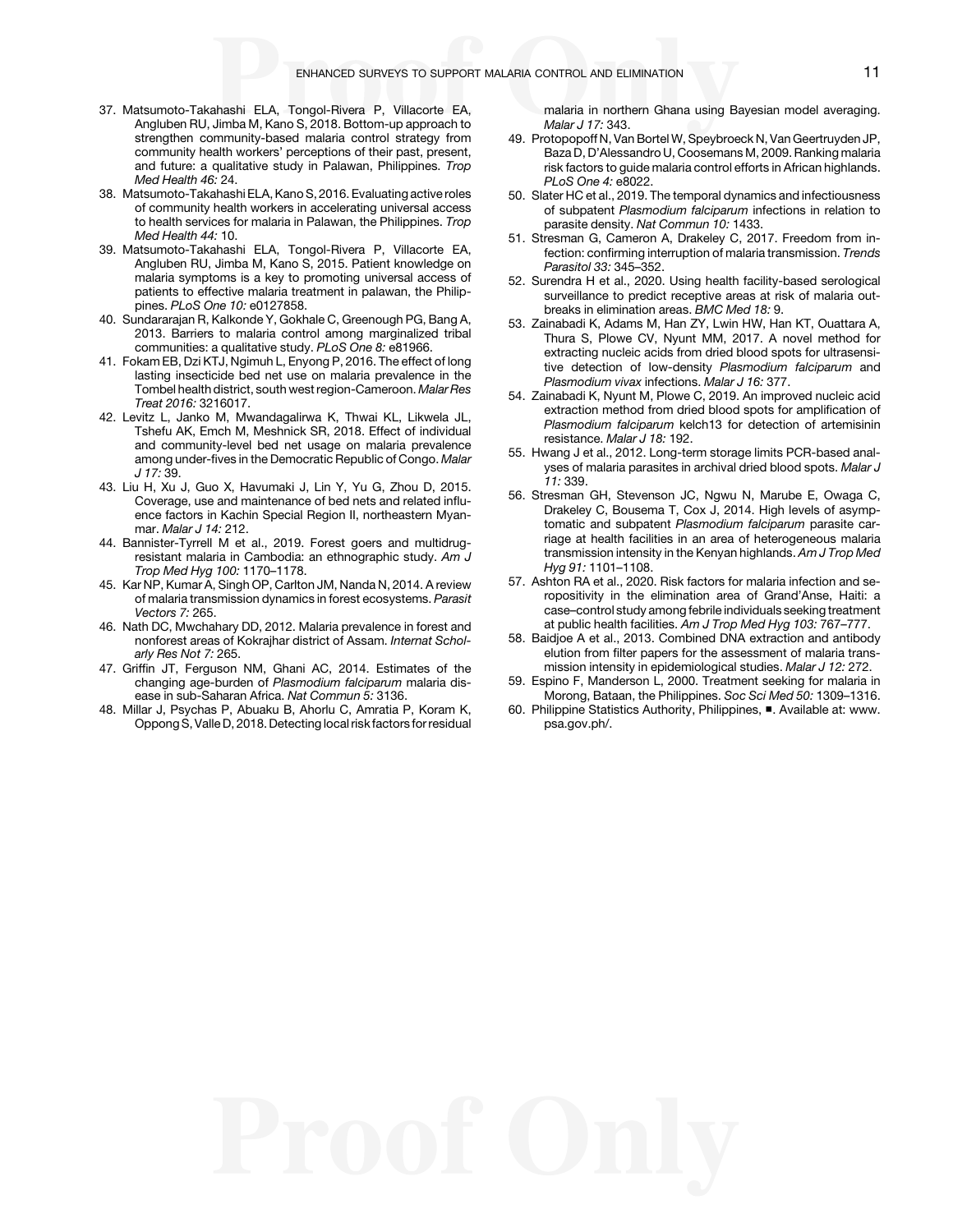37. Matsumoto-Takahashi ELA, Tongol-Rivera P, Villacorte EA, Angluben RU, Jimba M, Kano S, 2018. Bottom-up approach to strengthen community-based malaria control strategy from community health workers' perceptions of their past, present, and future: a qualitative study in Palawan, Philippines. *Trop Med Health 46:* 24.
38. Matsumoto-Takahashi ELA, Kano S, 2016. Evaluating active roles of community health workers in accelerating universal access to health services for malaria in Palawan, the Philippines. *Trop Med Health 44:* 10.
39. Matsumoto-Takahashi ELA, Tongol-Rivera P, Villacorte EA, Angluben RU, Jimba M, Kano S, 2015. Patient knowledge on malaria symptoms is a key to promoting universal access of patients to effective malaria treatment in palawan, the Philippines. *PLoS One 10:* e0127858.
40. Sundararajan R, Kalkonde Y, Gokhale C, Greenough PG, Bang A, 2013. Barriers to malaria control among marginalized tribal communities: a qualitative study. *PLoS One 8:* e81966.
41. Fokam EB, Dzi KTJ, Ngimuh L, Enyong P, 2016. The effect of long lasting insecticide bed net use on malaria prevalence in the Tombel health district, south west region-Cameroon. *Malar Res Treat 2016:* 3216017.
42. Levitz L, Janko M, Mwandagalirwa K, Thwai KL, Likwela JL, Tshefu AK, Emch M, Meshnick SR, 2018. Effect of individual and community-level bed net usage on malaria prevalence among under-fives in the Democratic Republic of Congo. *Malar J 17:* 39.
43. Liu H, Xu J, Guo X, Havumaki J, Lin Y, Yu G, Zhou D, 2015. Coverage, use and maintenance of bed nets and related influence factors in Kachin Special Region II, northeastern Myanmar. *Malar J 14:* 212.
44. Bannister-Tyrrell M et al., 2019. Forest goers and multidrug-resistant malaria in Cambodia: an ethnographic study. *Am J Trop Med Hyg 100:* 1170–1178.
45. Kar NP, Kumar A, Singh OP, Carlton JM, Nanda N, 2014. A review of malaria transmission dynamics in forest ecosystems. *Parasit Vectors 7:* 265.
46. Nath DC, Mwchahary DD, 2012. Malaria prevalence in forest and nonforest areas of Kokrajhar district of Assam. *Internat Scholarly Res Not 7:* 265.
47. Griffin JT, Ferguson NM, Ghani AC, 2014. Estimates of the changing age-burden of *Plasmodium falciparum* malaria disease in sub-Saharan Africa. *Nat Commun 5:* 3136.
48. Millar J, Psychas P, Abuaku B, Ahorlu C, Amratia P, Koram K, Oppong S, Valle D, 2018. Detecting local risk factors for residual malaria in northern Ghana using Bayesian model averaging. *Malar J 17:* 343.
49. Protopopoff N, Van Bortel W, Speybroeck N, Van Geertruyden JP, Baza D, D'Alessandro U, Coosemans M, 2009. Ranking malaria risk factors to guide malaria control efforts in African highlands. *PLoS One 4:* e8022.
50. Slater HC et al., 2019. The temporal dynamics and infectiousness of subpatent *Plasmodium falciparum* infections in relation to parasite density. *Nat Commun 10:* 1433.
51. Stresman G, Cameron A, Drakeley C, 2017. Freedom from infection: confirming interruption of malaria transmission. *Trends Parasitol 33:* 345–352.
52. Surendra H et al., 2020. Using health facility-based serological surveillance to predict receptive areas at risk of malaria outbreaks in elimination areas. *BMC Med 18:* 9.
53. Zainabadi K, Adams M, Han ZY, Lwin HW, Han KT, Ouattara A, Thura S, Plowe CV, Nyunt MM, 2017. A novel method for extracting nucleic acids from dried blood spots for ultrasensitive detection of low-density *Plasmodium falciparum* and *Plasmodium vivax* infections. *Malar J 16:* 377.
54. Zainabadi K, Nyunt M, Plowe C, 2019. An improved nucleic acid extraction method from dried blood spots for amplification of *Plasmodium falciparum* kelch13 for detection of artemisinin resistance. *Malar J 18:* 192.
55. Hwang J et al., 2012. Long-term storage limits PCR-based analyses of malaria parasites in archival dried blood spots. *Malar J 11:* 339.
56. Stresman GH, Stevenson JC, Ngwu N, Marube E, Owaga C, Drakeley C, Bousema T, Cox J, 2014. High levels of asymptomatic and subpatent *Plasmodium falciparum* parasite carriage at health facilities in an area of heterogeneous malaria transmission intensity in the Kenyan highlands. *Am J Trop Med Hyg 91:* 1101–1108.
57. Ashton RA et al., 2020. Risk factors for malaria infection and seropositivity in the elimination area of Grand'Anse, Haiti: a case–control study among febrile individuals seeking treatment at public health facilities. *Am J Trop Med Hyg 103:* 767–777.
58. Baidjoe A et al., 2013. Combined DNA extraction and antibody elution from filter papers for the assessment of malaria transmission intensity in epidemiological studies. *Malar J 12:* 272.
59. Espino F, Manderson L, 2000. Treatment seeking for malaria in Morong, Bataan, the Philippines. *Soc Sci Med 50:* 1309–1316.
60. Philippine Statistics Authority, Philippines, ■. Available at: www.psa.gov.ph/.